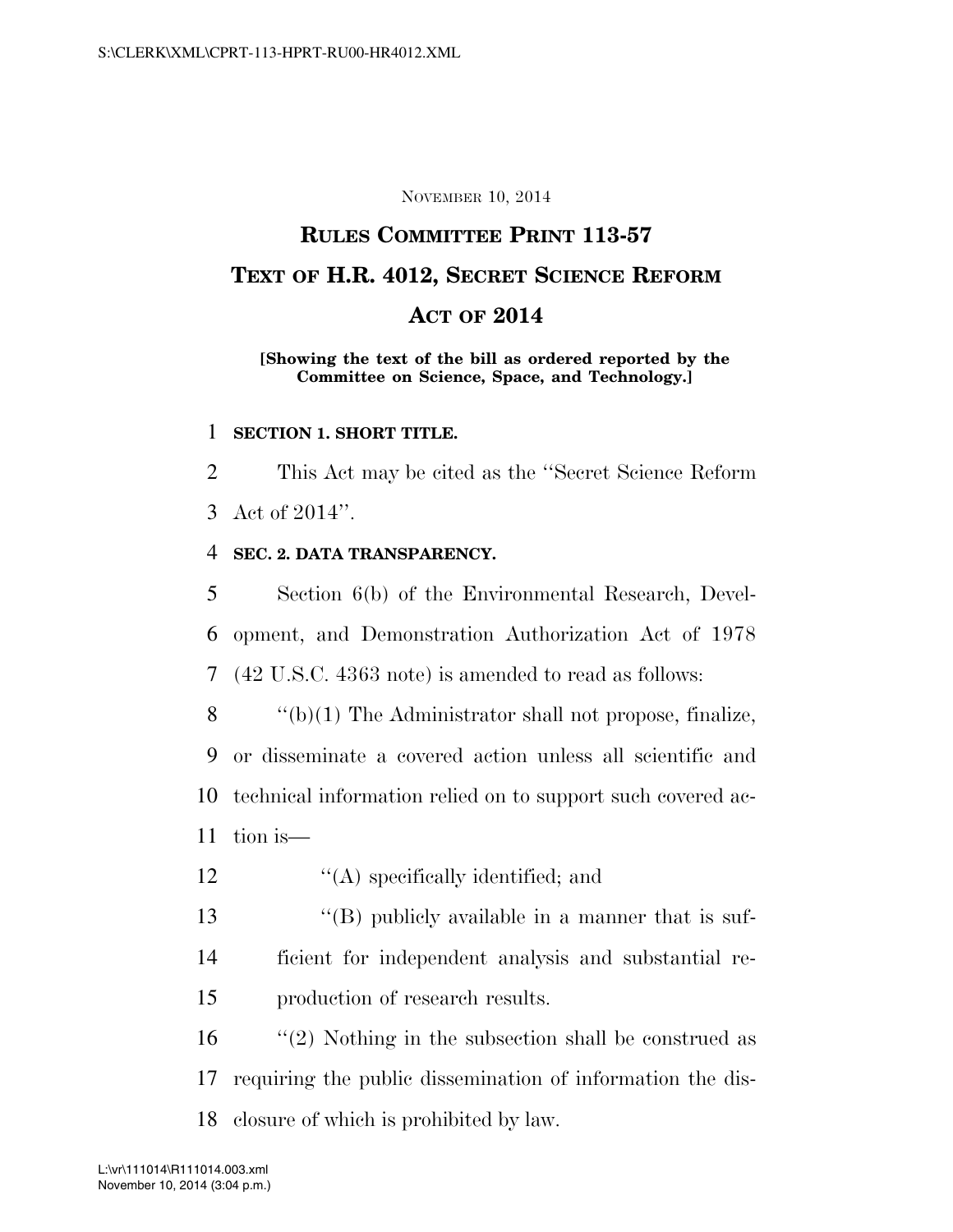NOVEMBER 10, 2014

# RULES COMMITTEE PRINT 113-57

# TEXT OF H.R. 4012, SECRET SCIENCE REFORM ACT OF 2014

**[Showing the text of the bill as ordered reported by the Committee on Science, Space, and Technology.]**

**SECTION 1. SHORT TITLE.**

This Act may be cited as the ''Secret Science Reform Act of 2014''.

**SEC. 2. DATA TRANSPARENCY.**

Section 6(b) of the Environmental Research, Development, and Demonstration Authorization Act of 1978 (42 U.S.C. 4363 note) is amended to read as follows:

''(b)(1) The Administrator shall not propose, finalize, or disseminate a covered action unless all scientific and technical information relied on to support such covered action is—

''(A) specifically identified; and

''(B) publicly available in a manner that is sufficient for independent analysis and substantial reproduction of research results.

''(2) Nothing in the subsection shall be construed as requiring the public dissemination of information the disclosure of which is prohibited by law.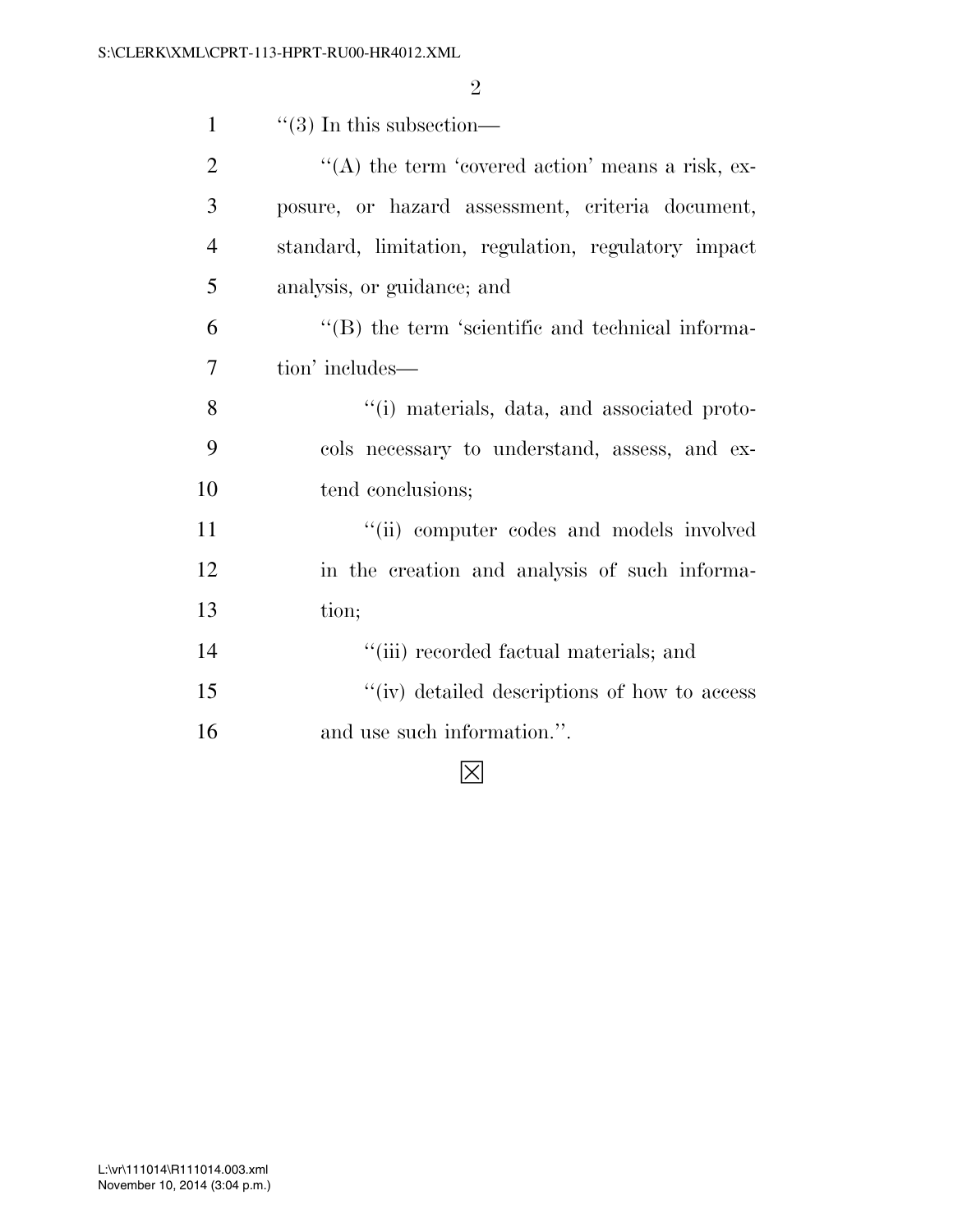''(3) In this subsection—

''(A) the term 'covered action' means a risk, exposure, or hazard assessment, criteria document, standard, limitation, regulation, regulatory impact analysis, or guidance; and

''(B) the term 'scientific and technical information' includes—

''(i) materials, data, and associated protocols necessary to understand, assess, and extend conclusions;

''(ii) computer codes and models involved in the creation and analysis of such information;

''(iii) recorded factual materials; and

''(iv) detailed descriptions of how to access and use such information.''.